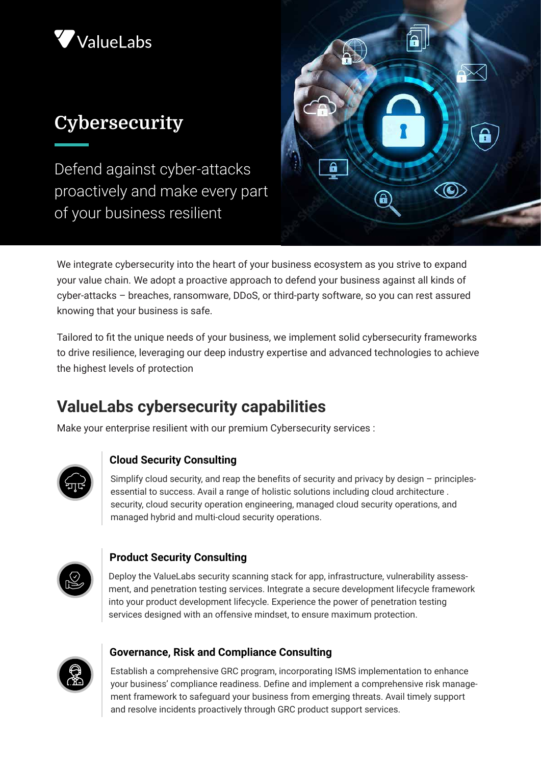ValueLabs

# Cybersecurity

Defend against cyber-attacks proactively and make every part of your business resilient

We integrate cybersecurity into the heart of your business ecosystem as you strive to expand your value chain. We adopt a proactive approach to defend your business against all kinds of cyber-attacks – breaches, ransomware, DDoS, or third-party software, so you can rest assured knowing that your business is safe.

Tailored to fit the unique needs of your business, we implement solid cybersecurity frameworks to drive resilience, leveraging our deep industry expertise and advanced technologies to achieve the highest levels of protection

## ValueLabs cybersecurity capabilities

Make your enterprise resilient with our premium Cybersecurity services :

### Cloud Security Consulting

Simplify cloud security, and reap the benefits of security and privacy by design – principles-essential to success. Avail a range of holistic solutions including cloud architecture . security, cloud security operation engineering, managed cloud security operations, and managed hybrid and multi-cloud security operations.

### Product Security Consulting

Deploy the ValueLabs security scanning stack for app, infrastructure, vulnerability assessment, and penetration testing services. Integrate a secure development lifecycle framework into your product development lifecycle. Experience the power of penetration testing services designed with an offensive mindset, to ensure maximum protection.

### Governance, Risk and Compliance Consulting

Establish a comprehensive GRC program, incorporating ISMS implementation to enhance your business' compliance readiness. Define and implement a comprehensive risk management framework to safeguard your business from emerging threats. Avail timely support and resolve incidents proactively through GRC product support services.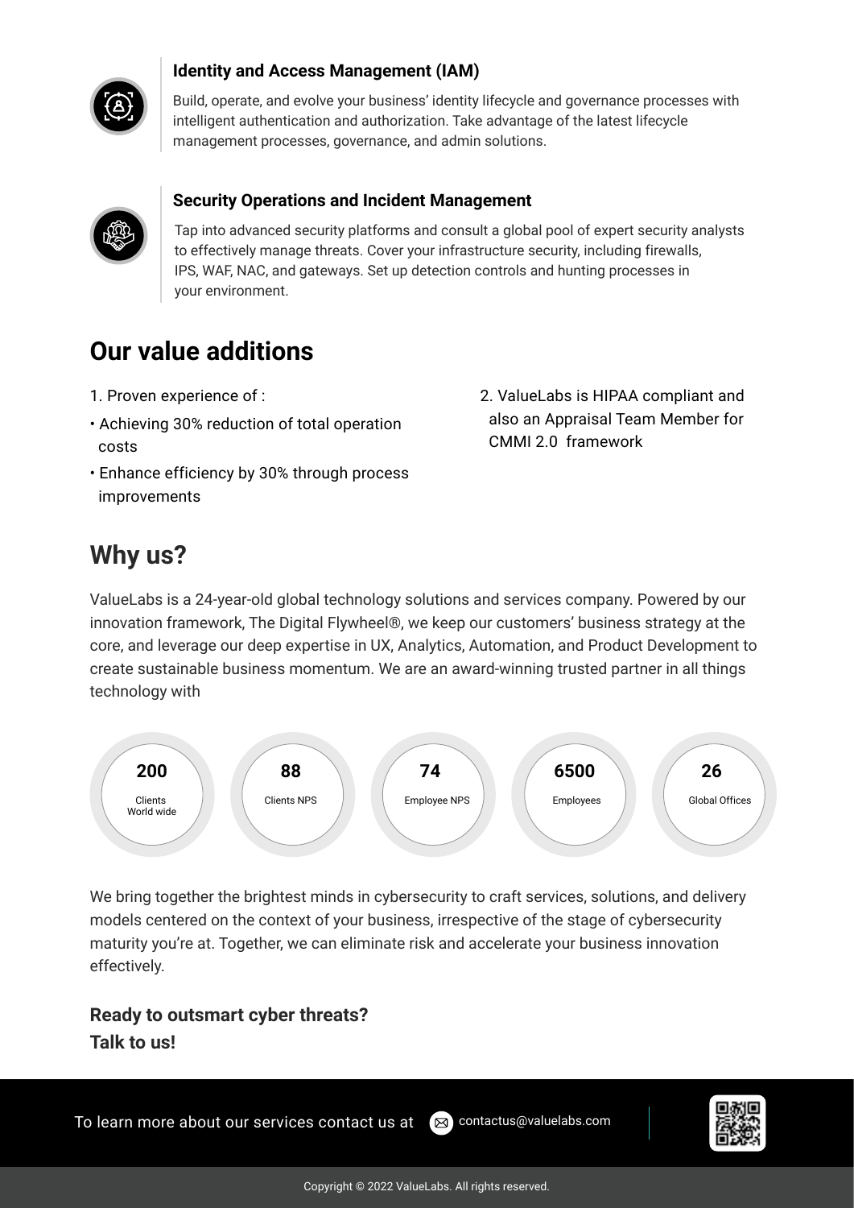### Identity and Access Management (IAM)

Build, operate, and evolve your business' identity lifecycle and governance processes with intelligent authentication and authorization. Take advantage of the latest lifecycle management processes, governance, and admin solutions.

### Security Operations and Incident Management

Tap into advanced security platforms and consult a global pool of expert security analysts to effectively manage threats. Cover your infrastructure security, including firewalls, IPS, WAF, NAC, and gateways. Set up detection controls and hunting processes in your environment.

## Our value additions

1. Proven experience of :

- Achieving 30% reduction of total operation costs
- Enhance efficiency by 30% through process improvements

2. ValueLabs is HIPAA compliant and also an Appraisal Team Member for CMMI 2.0 framework

## Why us?

ValueLabs is a 24-year-old global technology solutions and services company. Powered by our innovation framework, The Digital Flywheel®, we keep our customers' business strategy at the core, and leverage our deep expertise in UX, Analytics, Automation, and Product Development to create sustainable business momentum. We are an award-winning trusted partner in all things technology with

**200**
Clients World wide

**88**
Clients NPS

**74**
Employee NPS

**6500**
Employees

**26**
Global Offices

We bring together the brightest minds in cybersecurity to craft services, solutions, and delivery models centered on the context of your business, irrespective of the stage of cybersecurity maturity you're at. Together, we can eliminate risk and accelerate your business innovation effectively.

**Ready to outsmart cyber threats?**
**Talk to us!**

To learn more about our services contact us at contactus@valuelabs.com

Copyright © 2022 ValueLabs. All rights reserved.